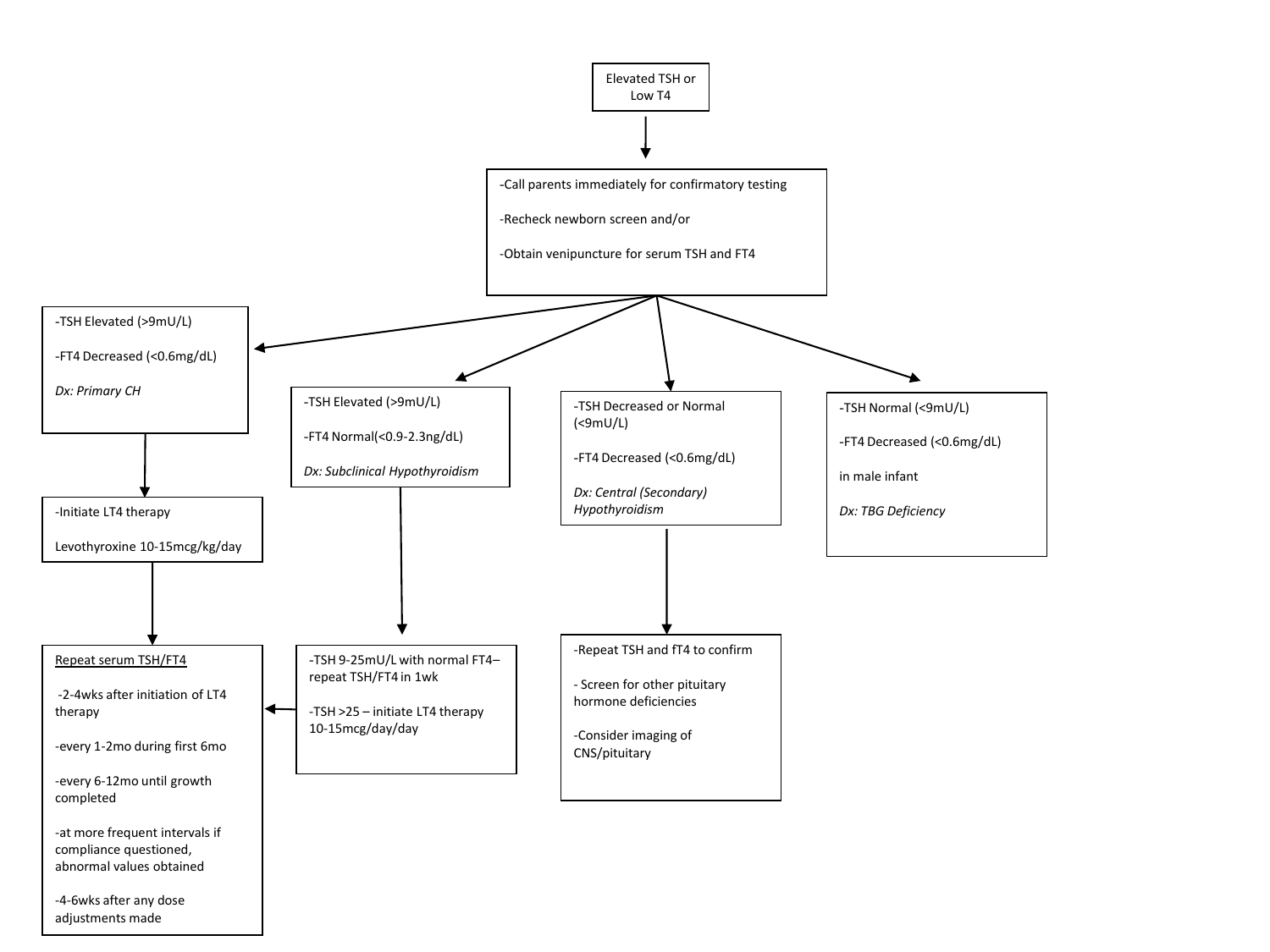Elevated TSH or Low T4

- Call parents immediately for confirmatory testing
- Recheck newborn screen and/or
- Obtain venipuncture for serum TSH and FT4

---

- TSH Elevated (>9mU/L)
- FT4 Decreased (<0.6mg/dL)

*Dx: Primary CH*

- Initiate LT4 therapy

  Levothyroxine 10-15mcg/kg/day

Repeat serum TSH/FT4

- 2-4wks after initiation of LT4 therapy
- every 1-2mo during first 6mo
- every 6-12mo until growth completed
- at more frequent intervals if compliance questioned, abnormal values obtained
- 4-6wks after any dose adjustments made

---

- TSH Elevated (>9mU/L)
- FT4 Normal(<0.9-2.3ng/dL)

*Dx: Subclinical Hypothyroidism*

- TSH 9-25mU/L with normal FT4– repeat TSH/FT4 in 1wk
- TSH >25 – initiate LT4 therapy 10-15mcg/day/day

(→ Repeat serum TSH/FT4)

---

- TSH Decreased or Normal (<9mU/L)
- FT4 Decreased (<0.6mg/dL)

*Dx: Central (Secondary) Hypothyroidism*

- Repeat TSH and fT4 to confirm
- Screen for other pituitary hormone deficiencies
- Consider imaging of CNS/pituitary

---

- TSH Normal (<9mU/L)
- FT4 Decreased (<0.6mg/dL)

in male infant

*Dx: TBG Deficiency*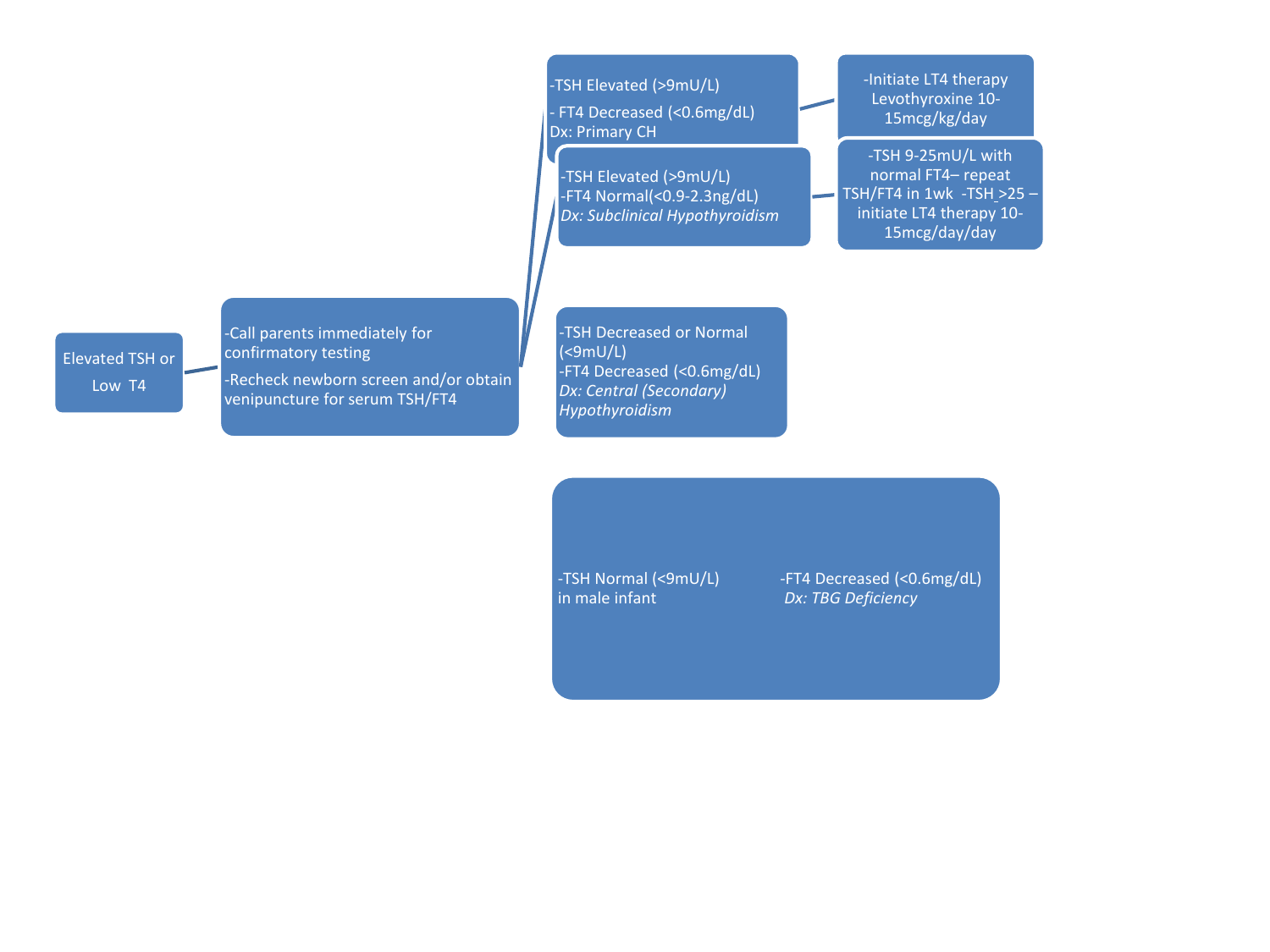Elevated TSH or Low T4

-Call parents immediately for confirmatory testing

-Recheck newborn screen and/or obtain venipuncture for serum TSH/FT4

-TSH Elevated (>9mU/L)

- FT4 Decreased (<0.6mg/dL)

Dx: Primary CH

-Initiate LT4 therapy Levothyroxine 10-15mcg/kg/day

-TSH Elevated (>9mU/L)

-FT4 Normal(<0.9-2.3ng/dL)

*Dx: Subclinical Hypothyroidism*

-TSH 9-25mU/L with normal FT4– repeat TSH/FT4 in 1wk -TSH_>25 – initiate LT4 therapy 10-15mcg/day/day

-TSH Decreased or Normal (<9mU/L)

-FT4 Decreased (<0.6mg/dL)

*Dx: Central (Secondary) Hypothyroidism*

-TSH Normal (<9mU/L) in male infant

-FT4 Decreased (<0.6mg/dL)

*Dx: TBG Deficiency*